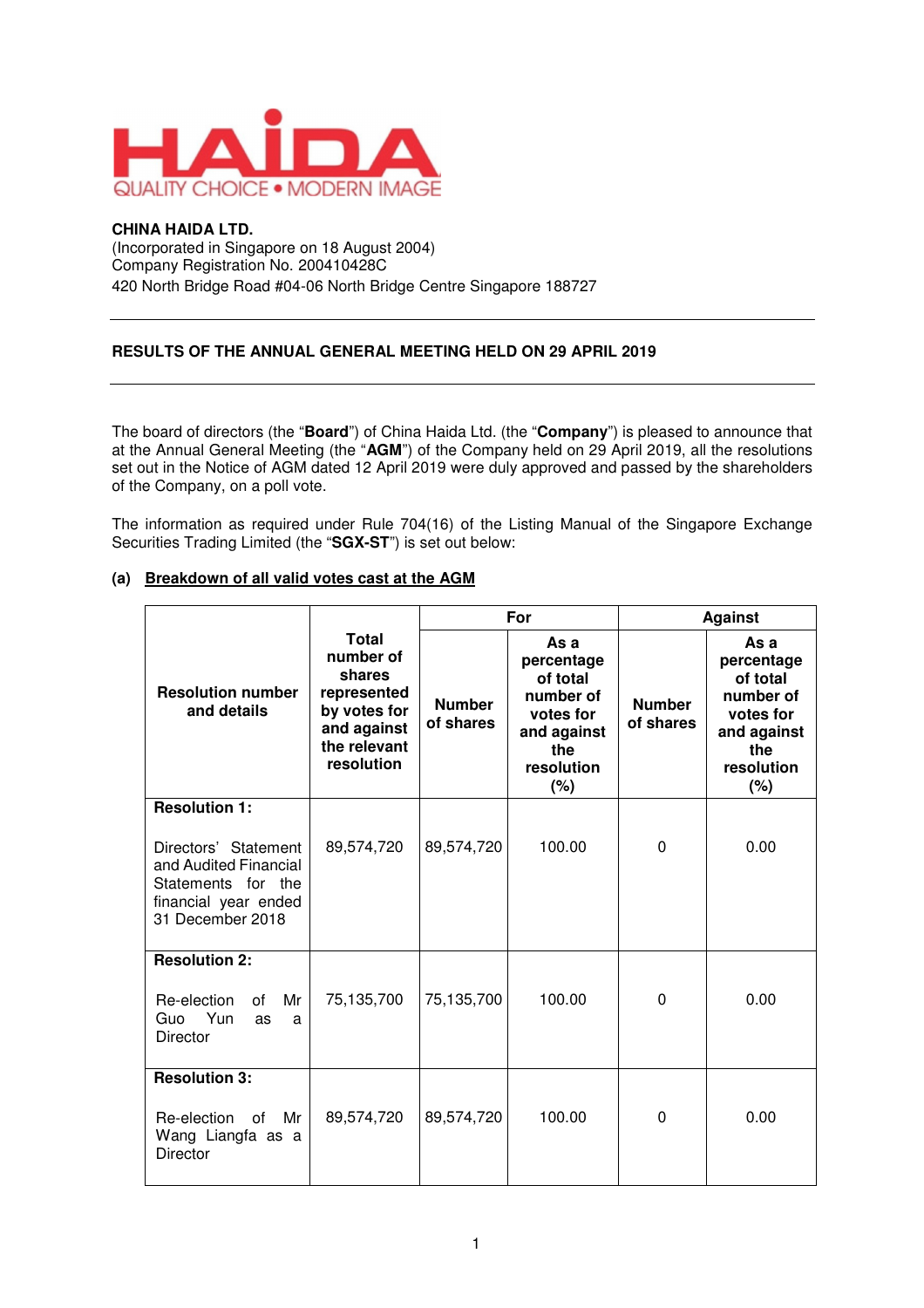HAIDA
QUALITY CHOICE • MODERN IMAGE

**CHINA HAIDA LTD.**
(Incorporated in Singapore on 18 August 2004)
Company Registration No. 200410428C
420 North Bridge Road #04-06 North Bridge Centre Singapore 188727

---

**RESULTS OF THE ANNUAL GENERAL MEETING HELD ON 29 APRIL 2019**

---

The board of directors (the "**Board**") of China Haida Ltd. (the "**Company**") is pleased to announce that at the Annual General Meeting (the "**AGM**") of the Company held on 29 April 2019, all the resolutions set out in the Notice of AGM dated 12 April 2019 were duly approved and passed by the shareholders of the Company, on a poll vote.

The information as required under Rule 704(16) of the Listing Manual of the Singapore Exchange Securities Trading Limited (the "**SGX-ST**") is set out below:

**(a) Breakdown of all valid votes cast at the AGM**

| Resolution number and details | Total number of shares represented by votes for and against the relevant resolution | For | | Against | |
|---|---|---|---|---|---|
| | | Number of shares | As a percentage of total number of votes for and against the resolution (%) | Number of shares | As a percentage of total number of votes for and against the resolution (%) |
| **Resolution 1:** Directors' Statement and Audited Financial Statements for the financial year ended 31 December 2018 | 89,574,720 | 89,574,720 | 100.00 | 0 | 0.00 |
| **Resolution 2:** Re-election of Mr Guo Yun as a Director | 75,135,700 | 75,135,700 | 100.00 | 0 | 0.00 |
| **Resolution 3:** Re-election of Mr Wang Liangfa as a Director | 89,574,720 | 89,574,720 | 100.00 | 0 | 0.00 |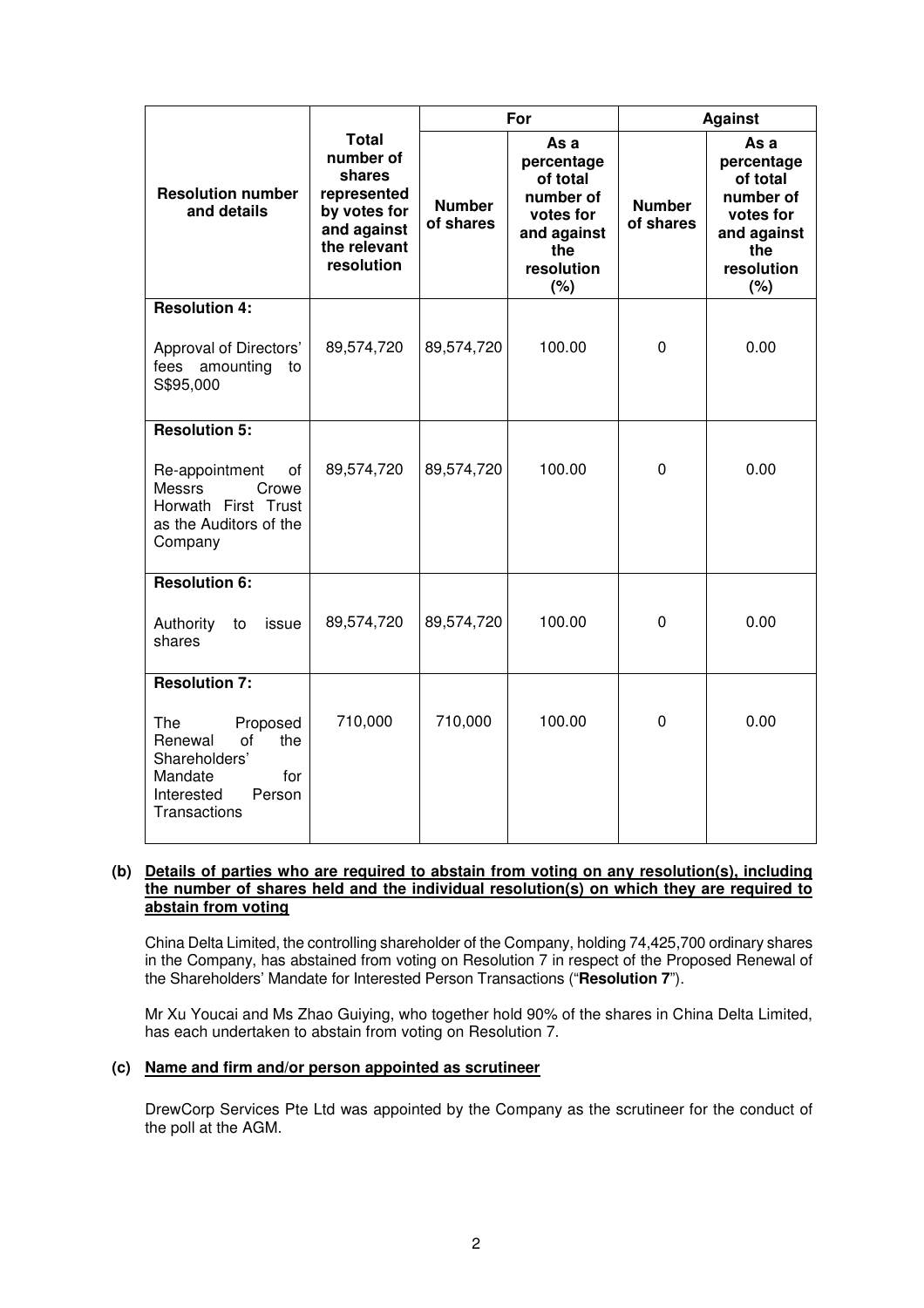| Resolution number and details | Total number of shares represented by votes for and against the relevant resolution | For | | Against | |
|---|---|---|---|---|---|
| | | Number of shares | As a percentage of total number of votes for and against the resolution (%) | Number of shares | As a percentage of total number of votes for and against the resolution (%) |
| **Resolution 4:** Approval of Directors' fees amounting to S$95,000 | 89,574,720 | 89,574,720 | 100.00 | 0 | 0.00 |
| **Resolution 5:** Re-appointment of Messrs Crowe Horwath First Trust as the Auditors of the Company | 89,574,720 | 89,574,720 | 100.00 | 0 | 0.00 |
| **Resolution 6:** Authority to issue shares | 89,574,720 | 89,574,720 | 100.00 | 0 | 0.00 |
| **Resolution 7:** The Proposed Renewal of the Shareholders' Mandate for Interested Person Transactions | 710,000 | 710,000 | 100.00 | 0 | 0.00 |

**(b) Details of parties who are required to abstain from voting on any resolution(s), including the number of shares held and the individual resolution(s) on which they are required to abstain from voting**

China Delta Limited, the controlling shareholder of the Company, holding 74,425,700 ordinary shares in the Company, has abstained from voting on Resolution 7 in respect of the Proposed Renewal of the Shareholders' Mandate for Interested Person Transactions ("**Resolution 7**").

Mr Xu Youcai and Ms Zhao Guiying, who together hold 90% of the shares in China Delta Limited, has each undertaken to abstain from voting on Resolution 7.

**(c) Name and firm and/or person appointed as scrutineer**

DrewCorp Services Pte Ltd was appointed by the Company as the scrutineer for the conduct of the poll at the AGM.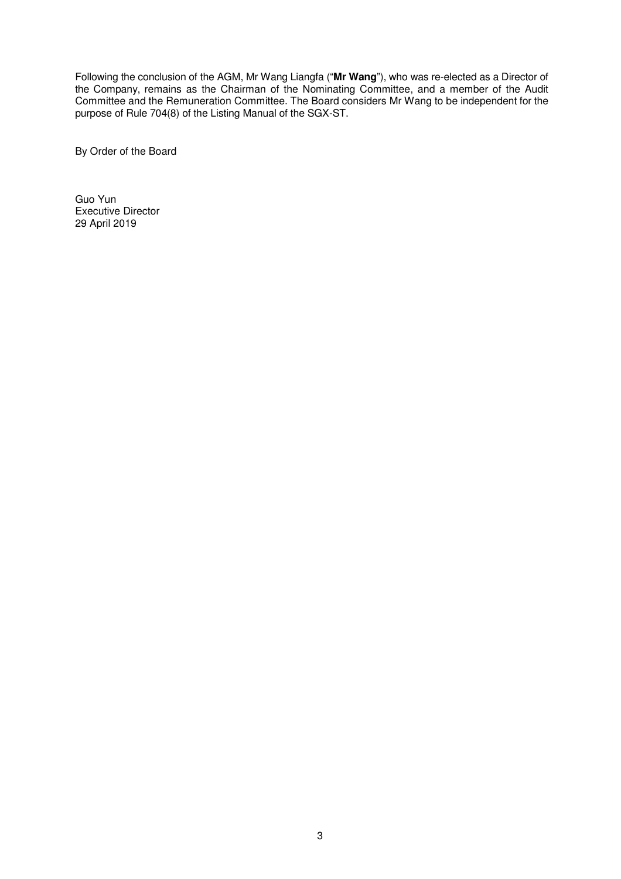Following the conclusion of the AGM, Mr Wang Liangfa ("**Mr Wang**"), who was re-elected as a Director of the Company, remains as the Chairman of the Nominating Committee, and a member of the Audit Committee and the Remuneration Committee. The Board considers Mr Wang to be independent for the purpose of Rule 704(8) of the Listing Manual of the SGX-ST.

By Order of the Board

Guo Yun
Executive Director
29 April 2019